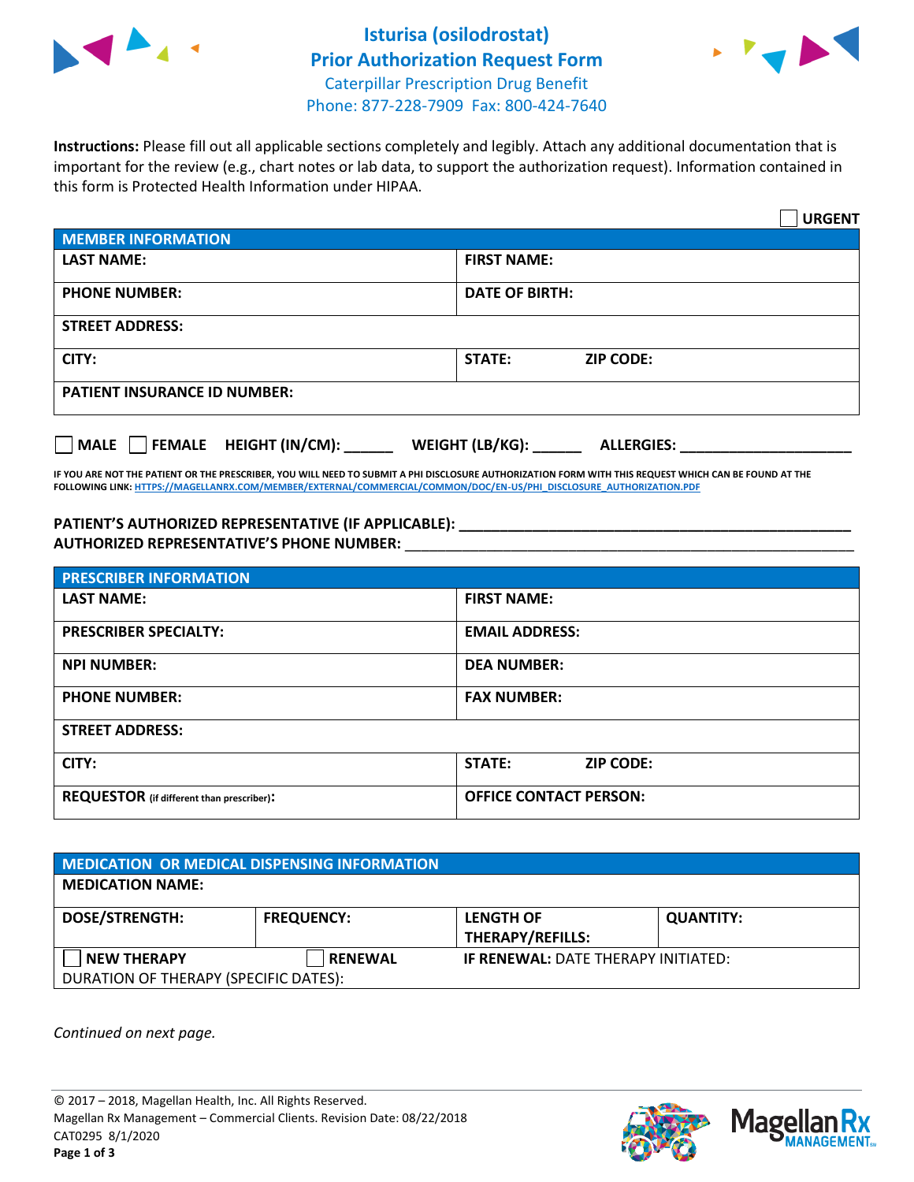# Isturisa (osilodrostat)
# Prior Authorization Request Form

Caterpillar Prescription Drug Benefit
Phone: 877-228-7909 Fax: 800-424-7640

**Instructions:** Please fill out all applicable sections completely and legibly. Attach any additional documentation that is important for the review (e.g., chart notes or lab data, to support the authorization request). Information contained in this form is Protected Health Information under HIPAA.

☐ **URGENT**

| **MEMBER INFORMATION** | | |
|---|---|---|
| **LAST NAME:** | **FIRST NAME:** | |
| **PHONE NUMBER:** | **DATE OF BIRTH:** | |
| **STREET ADDRESS:** | | |
| **CITY:** | **STATE:** | **ZIP CODE:** |
| **PATIENT INSURANCE ID NUMBER:** | | |

☐ **MALE** ☐ **FEMALE** **HEIGHT (IN/CM):** ______ **WEIGHT (LB/KG):** ______ **ALLERGIES:** ____________________

**IF YOU ARE NOT THE PATIENT OR THE PRESCRIBER, YOU WILL NEED TO SUBMIT A PHI DISCLOSURE AUTHORIZATION FORM WITH THIS REQUEST WHICH CAN BE FOUND AT THE FOLLOWING LINK: HTTPS://MAGELLANRX.COM/MEMBER/EXTERNAL/COMMERCIAL/COMMON/DOC/EN-US/PHI_DISCLOSURE_AUTHORIZATION.PDF**

**PATIENT'S AUTHORIZED REPRESENTATIVE (IF APPLICABLE):** ____________________________________________
**AUTHORIZED REPRESENTATIVE'S PHONE NUMBER:** ____________________________________________

| **PRESCRIBER INFORMATION** | | |
|---|---|---|
| **LAST NAME:** | **FIRST NAME:** | |
| **PRESCRIBER SPECIALTY:** | **EMAIL ADDRESS:** | |
| **NPI NUMBER:** | **DEA NUMBER:** | |
| **PHONE NUMBER:** | **FAX NUMBER:** | |
| **STREET ADDRESS:** | | |
| **CITY:** | **STATE:** | **ZIP CODE:** |
| **REQUESTOR** (if different than prescriber)**:** | **OFFICE CONTACT PERSON:** | |

| **MEDICATION OR MEDICAL DISPENSING INFORMATION** | | | |
|---|---|---|---|
| **MEDICATION NAME:** | | | |
| **DOSE/STRENGTH:** | **FREQUENCY:** | **LENGTH OF THERAPY/REFILLS:** | **QUANTITY:** |
| ☐ **NEW THERAPY** | ☐ **RENEWAL** | **IF RENEWAL:** DATE THERAPY INITIATED: | |
| DURATION OF THERAPY (SPECIFIC DATES): | | | |

*Continued on next page.*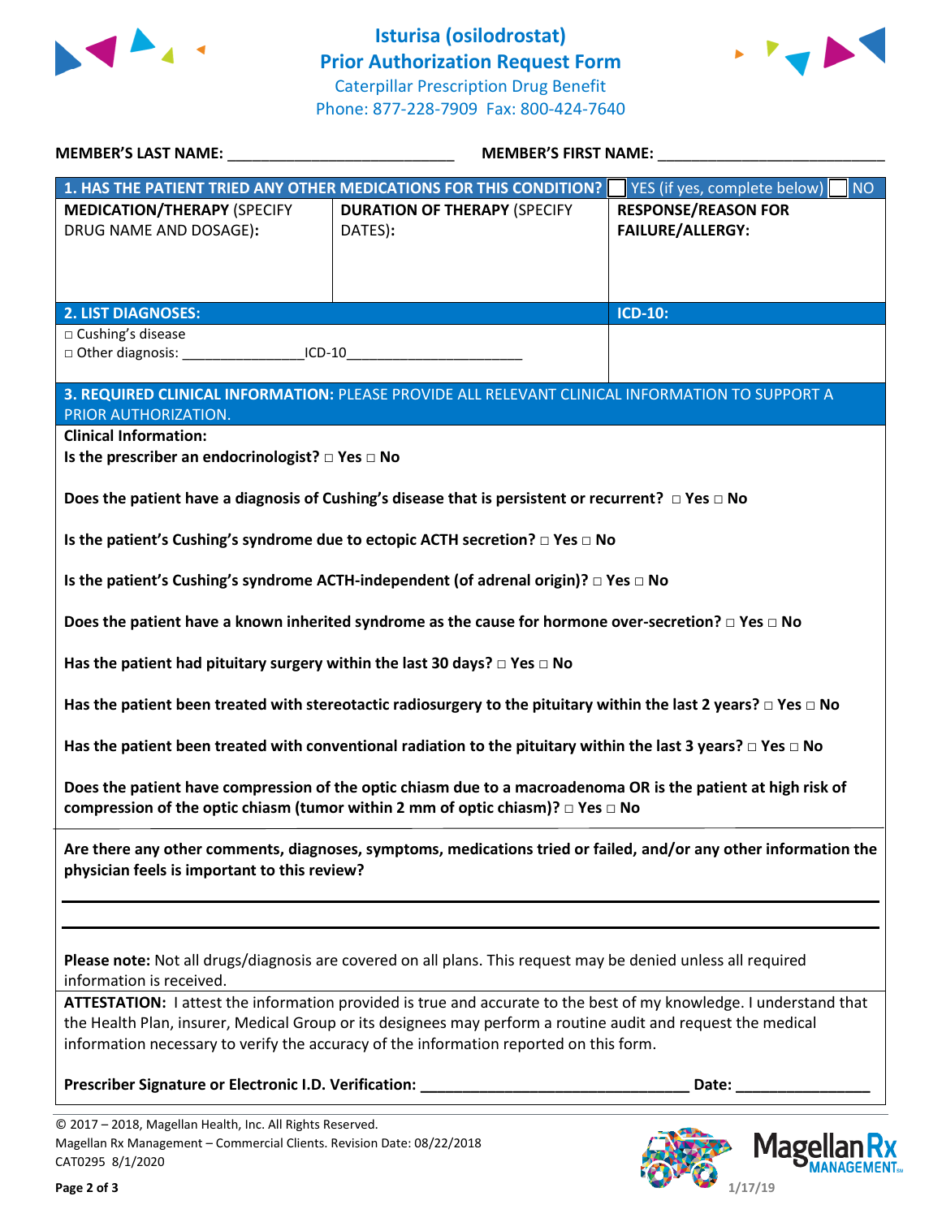# Isturisa (osilodrostat) Prior Authorization Request Form

Caterpillar Prescription Drug Benefit
Phone: 877-228-7909 Fax: 800-424-7640

**MEMBER'S LAST NAME:** ___________________________ **MEMBER'S FIRST NAME:** ___________________________

| **1. HAS THE PATIENT TRIED ANY OTHER MEDICATIONS FOR THIS CONDITION?** | | ☐ YES (if yes, complete below) ☐ NO |
|---|---|---|
| **MEDICATION/THERAPY** (SPECIFY DRUG NAME AND DOSAGE): | **DURATION OF THERAPY** (SPECIFY DATES): | **RESPONSE/REASON FOR FAILURE/ALLERGY:** |
| | | |

| **2. LIST DIAGNOSES:** | **ICD-10:** |
|---|---|
| □ Cushing's disease<br>□ Other diagnosis: _______________ICD-10______________________ | |

**3. REQUIRED CLINICAL INFORMATION:** PLEASE PROVIDE ALL RELEVANT CLINICAL INFORMATION TO SUPPORT A PRIOR AUTHORIZATION.

**Clinical Information:**

**Is the prescriber an endocrinologist? □ Yes □ No**

**Does the patient have a diagnosis of Cushing's disease that is persistent or recurrent? □ Yes □ No**

**Is the patient's Cushing's syndrome due to ectopic ACTH secretion? □ Yes □ No**

**Is the patient's Cushing's syndrome ACTH-independent (of adrenal origin)? □ Yes □ No**

**Does the patient have a known inherited syndrome as the cause for hormone over-secretion? □ Yes □ No**

**Has the patient had pituitary surgery within the last 30 days? □ Yes □ No**

**Has the patient been treated with stereotactic radiosurgery to the pituitary within the last 2 years? □ Yes □ No**

**Has the patient been treated with conventional radiation to the pituitary within the last 3 years? □ Yes □ No**

**Does the patient have compression of the optic chiasm due to a macroadenoma OR is the patient at high risk of compression of the optic chiasm (tumor within 2 mm of optic chiasm)? □ Yes □ No**

**Are there any other comments, diagnoses, symptoms, medications tried or failed, and/or any other information the physician feels is important to this review?**

_____________________________________________________________________________

_____________________________________________________________________________

**Please note:** Not all drugs/diagnosis are covered on all plans. This request may be denied unless all required information is received.

**ATTESTATION:** I attest the information provided is true and accurate to the best of my knowledge. I understand that the Health Plan, insurer, Medical Group or its designees may perform a routine audit and request the medical information necessary to verify the accuracy of the information reported on this form.

**Prescriber Signature or Electronic I.D. Verification:** ________________________________ **Date:** ________________

© 2017 – 2018, Magellan Health, Inc. All Rights Reserved.
Magellan Rx Management – Commercial Clients. Revision Date: 08/22/2018
CAT0295 8/1/2020

1/17/19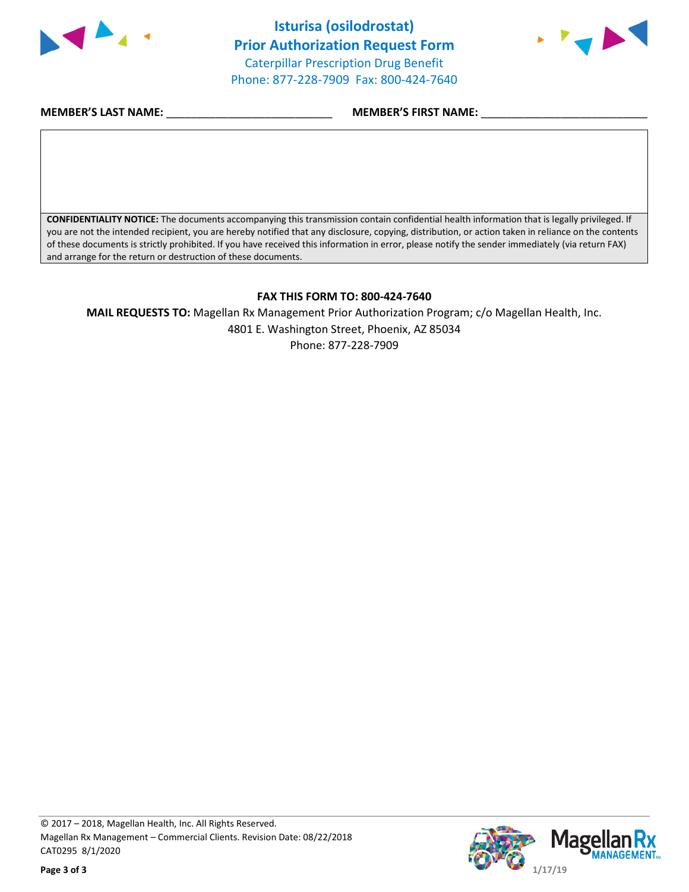**MEMBER'S LAST NAME:** ___________________________ **MEMBER'S FIRST NAME:** ___________________________

**CONFIDENTIALITY NOTICE:** The documents accompanying this transmission contain confidential health information that is legally privileged. If you are not the intended recipient, you are hereby notified that any disclosure, copying, distribution, or action taken in reliance on the contents of these documents is strictly prohibited. If you have received this information in error, please notify the sender immediately (via return FAX) and arrange for the return or destruction of these documents.

**FAX THIS FORM TO: 800-424-7640**

**MAIL REQUESTS TO:** Magellan Rx Management Prior Authorization Program; c/o Magellan Health, Inc.
4801 E. Washington Street, Phoenix, AZ 85034
Phone: 877-228-7909

© 2017 – 2018, Magellan Health, Inc. All Rights Reserved.
Magellan Rx Management – Commercial Clients. Revision Date: 08/22/2018
CAT0295 8/1/2020

1/17/19